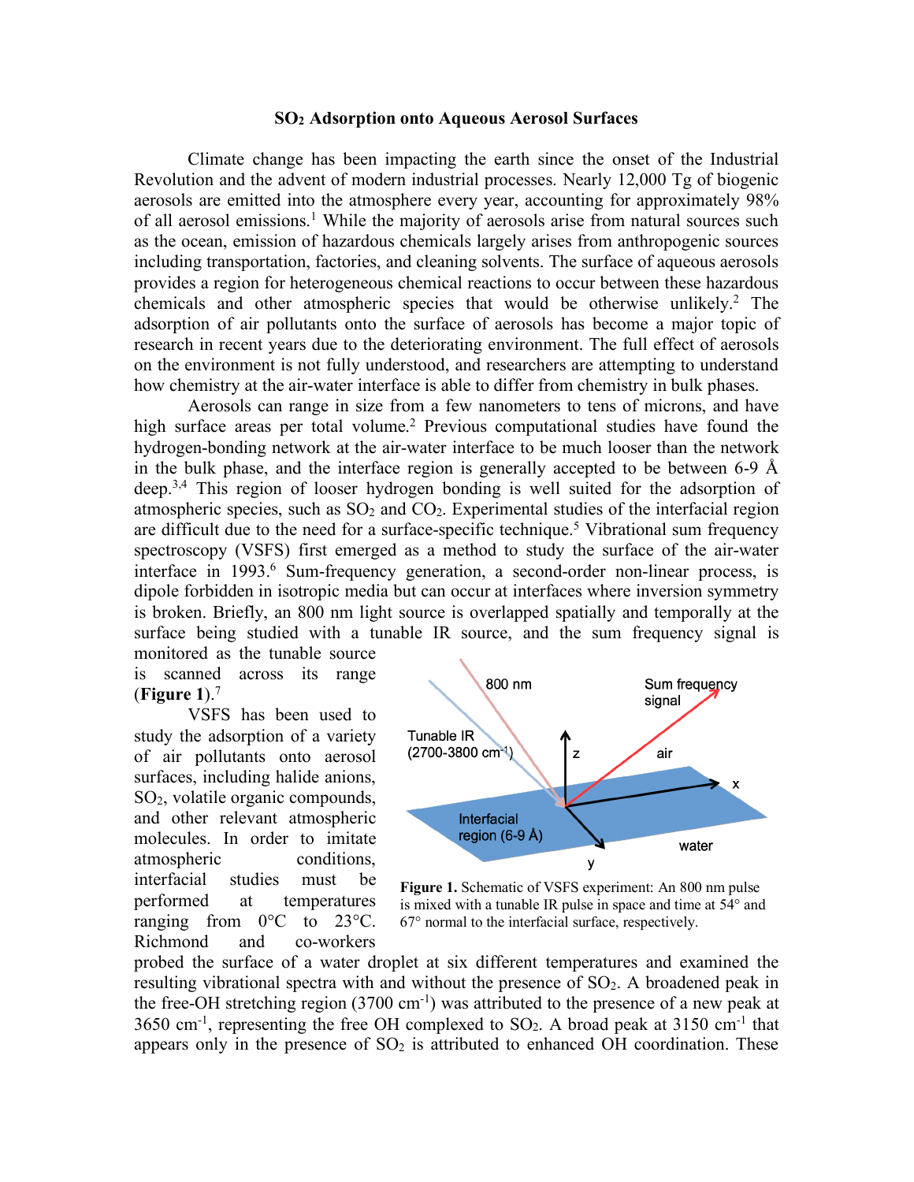# $SO_2$ Adsorption onto Aqueous Aerosol Surfaces

Climate change has been impacting the earth since the onset of the Industrial Revolution and the advent of modern industrial processes. Nearly 12,000 Tg of biogenic aerosols are emitted into the atmosphere every year, accounting for approximately 98% of all aerosol emissions.[1] While the majority of aerosols arise from natural sources such as the ocean, emission of hazardous chemicals largely arises from anthropogenic sources including transportation, factories, and cleaning solvents. The surface of aqueous aerosols provides a region for heterogeneous chemical reactions to occur between these hazardous chemicals and other atmospheric species that would be otherwise unlikely.[2] The adsorption of air pollutants onto the surface of aerosols has become a major topic of research in recent years due to the deteriorating environment. The full effect of aerosols on the environment is not fully understood, and researchers are attempting to understand how chemistry at the air-water interface is able to differ from chemistry in bulk phases.

Aerosols can range in size from a few nanometers to tens of microns, and have high surface areas per total volume.[2] Previous computational studies have found the hydrogen-bonding network at the air-water interface to be much looser than the network in the bulk phase, and the interface region is generally accepted to be between 6-9 Å deep.[3,4] This region of looser hydrogen bonding is well suited for the adsorption of atmospheric species, such as $SO_2$ and $CO_2$. Experimental studies of the interfacial region are difficult due to the need for a surface-specific technique.[5] Vibrational sum frequency spectroscopy (VSFS) first emerged as a method to study the surface of the air-water interface in 1993.[6] Sum-frequency generation, a second-order non-linear process, is dipole forbidden in isotropic media but can occur at interfaces where inversion symmetry is broken. Briefly, an 800 nm light source is overlapped spatially and temporally at the surface being studied with a tunable IR source, and the sum frequency signal is monitored as the tunable source is scanned across its range (**Figure 1**).[7]

**Figure 1.** Schematic of VSFS experiment: An 800 nm pulse is mixed with a tunable IR pulse in space and time at 54° and 67° normal to the interfacial surface, respectively.

VSFS has been used to study the adsorption of a variety of air pollutants onto aerosol surfaces, including halide anions, $SO_2$, volatile organic compounds, and other relevant atmospheric molecules. In order to imitate atmospheric conditions, interfacial studies must be performed at temperatures ranging from 0°C to 23°C. Richmond and co-workers probed the surface of a water droplet at six different temperatures and examined the resulting vibrational spectra with and without the presence of $SO_2$. A broadened peak in the free-OH stretching region (3700 $cm^{-1}$) was attributed to the presence of a new peak at 3650 $cm^{-1}$, representing the free OH complexed to $SO_2$. A broad peak at 3150 $cm^{-1}$ that appears only in the presence of $SO_2$ is attributed to enhanced OH coordination. These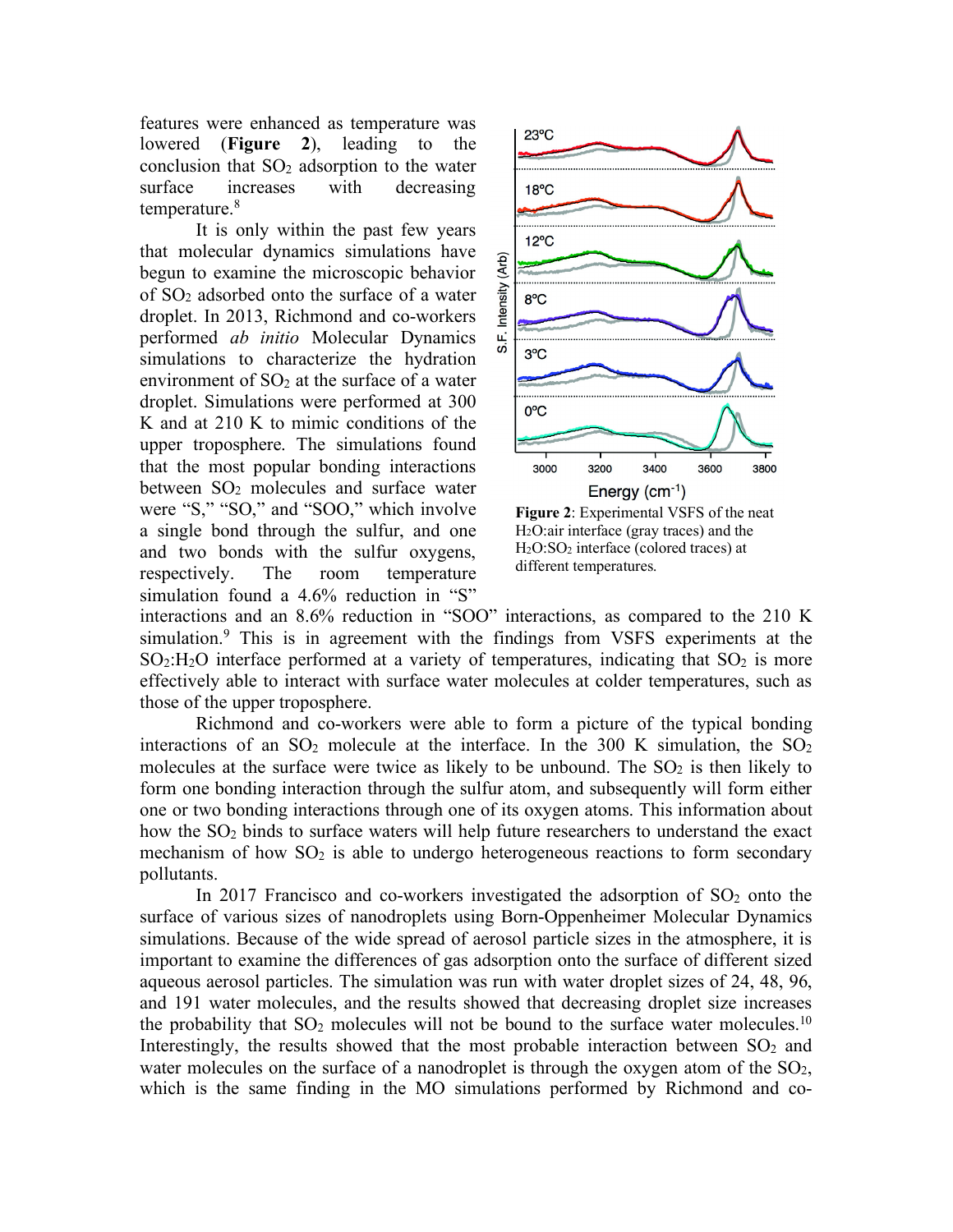features were enhanced as temperature was lowered (**Figure 2**), leading to the conclusion that $SO_2$ adsorption to the water surface increases with decreasing temperature.[8]

It is only within the past few years that molecular dynamics simulations have begun to examine the microscopic behavior of $SO_2$ adsorbed onto the surface of a water droplet. In 2013, Richmond and co-workers performed *ab initio* Molecular Dynamics simulations to characterize the hydration environment of $SO_2$ at the surface of a water droplet. Simulations were performed at 300 K and at 210 K to mimic conditions of the upper troposphere. The simulations found that the most popular bonding interactions between $SO_2$ molecules and surface water were "S," "SO," and "SOO," which involve a single bond through the sulfur, and one and two bonds with the sulfur oxygens, respectively. The room temperature simulation found a 4.6% reduction in "S" interactions and an 8.6% reduction in "SOO" interactions, as compared to the 210 K simulation.[9] This is in agreement with the findings from VSFS experiments at the $SO_2$:$H_2O$ interface performed at a variety of temperatures, indicating that $SO_2$ is more effectively able to interact with surface water molecules at colder temperatures, such as those of the upper troposphere.

**Figure 2**: Experimental VSFS of the neat $H_2O$:air interface (gray traces) and the $H_2O$:$SO_2$ interface (colored traces) at different temperatures.

Richmond and co-workers were able to form a picture of the typical bonding interactions of an $SO_2$ molecule at the interface. In the 300 K simulation, the $SO_2$ molecules at the surface were twice as likely to be unbound. The $SO_2$ is then likely to form one bonding interaction through the sulfur atom, and subsequently will form either one or two bonding interactions through one of its oxygen atoms. This information about how the $SO_2$ binds to surface waters will help future researchers to understand the exact mechanism of how $SO_2$ is able to undergo heterogeneous reactions to form secondary pollutants.

In 2017 Francisco and co-workers investigated the adsorption of $SO_2$ onto the surface of various sizes of nanodroplets using Born-Oppenheimer Molecular Dynamics simulations. Because of the wide spread of aerosol particle sizes in the atmosphere, it is important to examine the differences of gas adsorption onto the surface of different sized aqueous aerosol particles. The simulation was run with water droplet sizes of 24, 48, 96, and 191 water molecules, and the results showed that decreasing droplet size increases the probability that $SO_2$ molecules will not be bound to the surface water molecules.[10] Interestingly, the results showed that the most probable interaction between $SO_2$ and water molecules on the surface of a nanodroplet is through the oxygen atom of the $SO_2$, which is the same finding in the MO simulations performed by Richmond and co-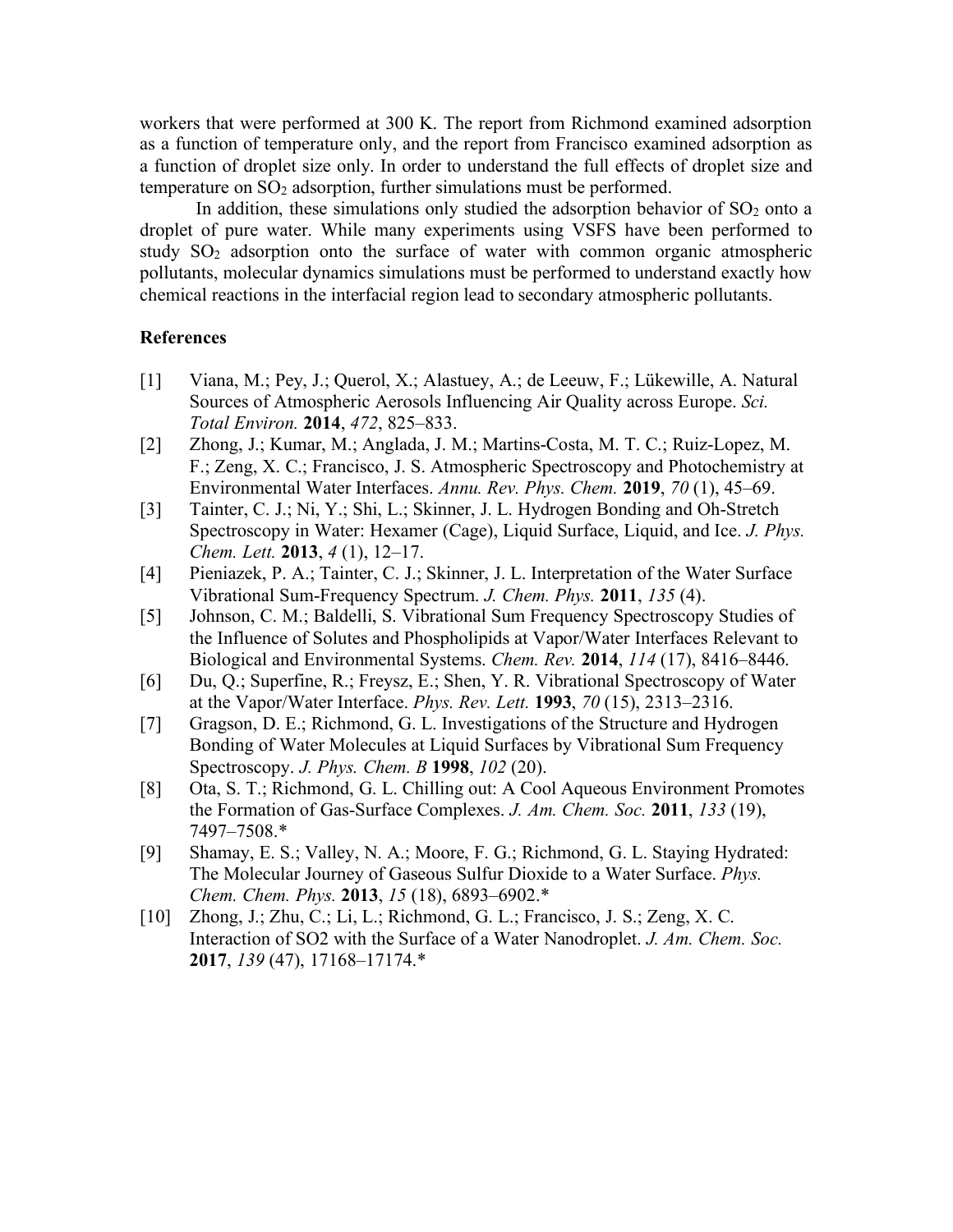workers that were performed at 300 K. The report from Richmond examined adsorption as a function of temperature only, and the report from Francisco examined adsorption as a function of droplet size only. In order to understand the full effects of droplet size and temperature on $SO_2$ adsorption, further simulations must be performed.

In addition, these simulations only studied the adsorption behavior of $SO_2$ onto a droplet of pure water. While many experiments using VSFS have been performed to study $SO_2$ adsorption onto the surface of water with common organic atmospheric pollutants, molecular dynamics simulations must be performed to understand exactly how chemical reactions in the interfacial region lead to secondary atmospheric pollutants.

**References**

[1] Viana, M.; Pey, J.; Querol, X.; Alastuey, A.; de Leeuw, F.; Lükewille, A. Natural Sources of Atmospheric Aerosols Influencing Air Quality across Europe. *Sci. Total Environ.* **2014**, *472*, 825–833.

[2] Zhong, J.; Kumar, M.; Anglada, J. M.; Martins-Costa, M. T. C.; Ruiz-Lopez, M. F.; Zeng, X. C.; Francisco, J. S. Atmospheric Spectroscopy and Photochemistry at Environmental Water Interfaces. *Annu. Rev. Phys. Chem.* **2019**, *70* (1), 45–69.

[3] Tainter, C. J.; Ni, Y.; Shi, L.; Skinner, J. L. Hydrogen Bonding and Oh-Stretch Spectroscopy in Water: Hexamer (Cage), Liquid Surface, Liquid, and Ice. *J. Phys. Chem. Lett.* **2013**, *4* (1), 12–17.

[4] Pieniazek, P. A.; Tainter, C. J.; Skinner, J. L. Interpretation of the Water Surface Vibrational Sum-Frequency Spectrum. *J. Chem. Phys.* **2011**, *135* (4).

[5] Johnson, C. M.; Baldelli, S. Vibrational Sum Frequency Spectroscopy Studies of the Influence of Solutes and Phospholipids at Vapor/Water Interfaces Relevant to Biological and Environmental Systems. *Chem. Rev.* **2014**, *114* (17), 8416–8446.

[6] Du, Q.; Superfine, R.; Freysz, E.; Shen, Y. R. Vibrational Spectroscopy of Water at the Vapor/Water Interface. *Phys. Rev. Lett.* **1993**, *70* (15), 2313–2316.

[7] Gragson, D. E.; Richmond, G. L. Investigations of the Structure and Hydrogen Bonding of Water Molecules at Liquid Surfaces by Vibrational Sum Frequency Spectroscopy. *J. Phys. Chem. B* **1998**, *102* (20).

[8] Ota, S. T.; Richmond, G. L. Chilling out: A Cool Aqueous Environment Promotes the Formation of Gas-Surface Complexes. *J. Am. Chem. Soc.* **2011**, *133* (19), 7497–7508.*

[9] Shamay, E. S.; Valley, N. A.; Moore, F. G.; Richmond, G. L. Staying Hydrated: The Molecular Journey of Gaseous Sulfur Dioxide to a Water Surface. *Phys. Chem. Chem. Phys.* **2013**, *15* (18), 6893–6902.*

[10] Zhong, J.; Zhu, C.; Li, L.; Richmond, G. L.; Francisco, J. S.; Zeng, X. C. Interaction of SO2 with the Surface of a Water Nanodroplet. *J. Am. Chem. Soc.* **2017**, *139* (47), 17168–17174.*